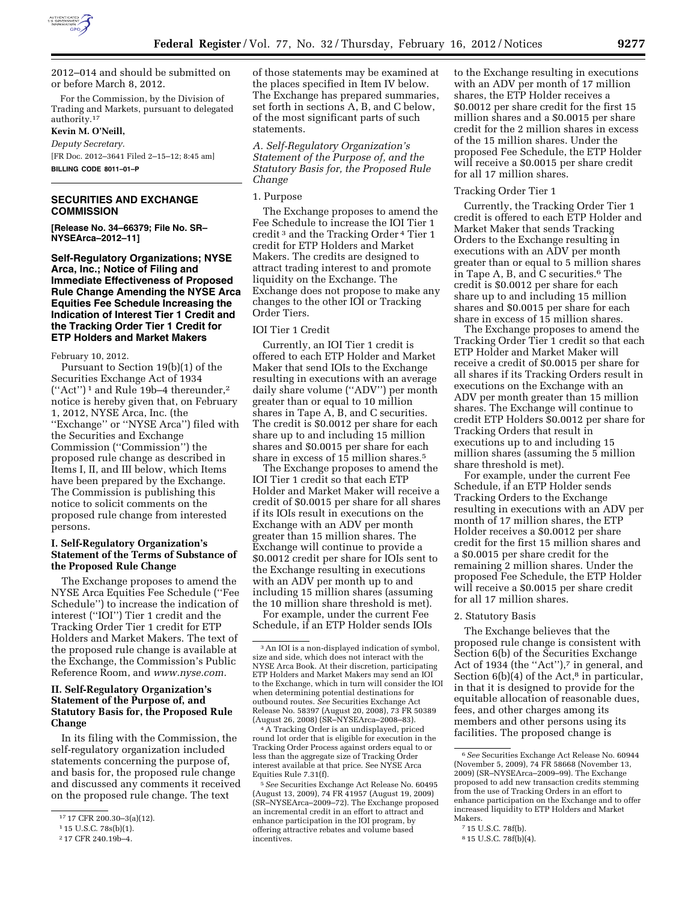2012–014 and should be submitted on or before March 8, 2012.

For the Commission, by the Division of Trading and Markets, pursuant to delegated authority.[17]

**Kevin M. O'Neill,**

*Deputy Secretary.*

[FR Doc. 2012–3641 Filed 2–15–12; 8:45 am]

**BILLING CODE 8011–01–P**

---

## SECURITIES AND EXCHANGE COMMISSION

**[Release No. 34–66379; File No. SR–NYSEArca–2012–11]**

## Self-Regulatory Organizations; NYSE Arca, Inc.; Notice of Filing and Immediate Effectiveness of Proposed Rule Change Amending the NYSE Arca Equities Fee Schedule Increasing the Indication of Interest Tier 1 Credit and the Tracking Order Tier 1 Credit for ETP Holders and Market Makers

February 10, 2012.

Pursuant to Section 19(b)(1) of the Securities Exchange Act of 1934 ("Act")[1] and Rule 19b–4 thereunder,[2] notice is hereby given that, on February 1, 2012, NYSE Arca, Inc. (the "Exchange" or "NYSE Arca") filed with the Securities and Exchange Commission ("Commission") the proposed rule change as described in Items I, II, and III below, which Items have been prepared by the Exchange. The Commission is publishing this notice to solicit comments on the proposed rule change from interested persons.

### I. Self-Regulatory Organization's Statement of the Terms of Substance of the Proposed Rule Change

The Exchange proposes to amend the NYSE Arca Equities Fee Schedule ("Fee Schedule") to increase the indication of interest ("IOI") Tier 1 credit and the Tracking Order Tier 1 credit for ETP Holders and Market Makers. The text of the proposed rule change is available at the Exchange, the Commission's Public Reference Room, and *www.nyse.com.*

### II. Self-Regulatory Organization's Statement of the Purpose of, and Statutory Basis for, the Proposed Rule Change

In its filing with the Commission, the self-regulatory organization included statements concerning the purpose of, and basis for, the proposed rule change and discussed any comments it received on the proposed rule change. The text of those statements may be examined at the places specified in Item IV below. The Exchange has prepared summaries, set forth in sections A, B, and C below, of the most significant parts of such statements.

#### *A. Self-Regulatory Organization's Statement of the Purpose of, and the Statutory Basis for, the Proposed Rule Change*

1. Purpose

The Exchange proposes to amend the Fee Schedule to increase the IOI Tier 1 credit[3] and the Tracking Order[4] Tier 1 credit for ETP Holders and Market Makers. The credits are designed to attract trading interest to and promote liquidity on the Exchange. The Exchange does not propose to make any changes to the other IOI or Tracking Order Tiers.

IOI Tier 1 Credit

Currently, an IOI Tier 1 credit is offered to each ETP Holder and Market Maker that send IOIs to the Exchange resulting in executions with an average daily share volume ("ADV") per month greater than or equal to 10 million shares in Tape A, B, and C securities. The credit is $0.0012 per share for each share up to and including 15 million shares and $0.0015 per share for each share in excess of 15 million shares.[5]

The Exchange proposes to amend the IOI Tier 1 credit so that each ETP Holder and Market Maker will receive a credit of $0.0015 per share for all shares if its IOIs result in executions on the Exchange with an ADV per month greater than 15 million shares. The Exchange will continue to provide a $0.0012 credit per share for IOIs sent to the Exchange resulting in executions with an ADV per month up to and including 15 million shares (assuming the 10 million share threshold is met).

For example, under the current Fee Schedule, if an ETP Holder sends IOIs to the Exchange resulting in executions with an ADV per month of 17 million shares, the ETP Holder receives a $0.0012 per share credit for the first 15 million shares and a $0.0015 per share credit for the 2 million shares in excess of the 15 million shares. Under the proposed Fee Schedule, the ETP Holder will receive a $0.0015 per share credit for all 17 million shares.

Tracking Order Tier 1

Currently, the Tracking Order Tier 1 credit is offered to each ETP Holder and Market Maker that sends Tracking Orders to the Exchange resulting in executions with an ADV per month greater than or equal to 5 million shares in Tape A, B, and C securities.[6] The credit is $0.0012 per share for each share up to and including 15 million shares and $0.0015 per share for each share in excess of 15 million shares.

The Exchange proposes to amend the Tracking Order Tier 1 credit so that each ETP Holder and Market Maker will receive a credit of $0.0015 per share for all shares if its Tracking Orders result in executions on the Exchange with an ADV per month greater than 15 million shares. The Exchange will continue to credit ETP Holders $0.0012 per share for Tracking Orders that result in executions up to and including 15 million shares (assuming the 5 million share threshold is met).

For example, under the current Fee Schedule, if an ETP Holder sends Tracking Orders to the Exchange resulting in executions with an ADV per month of 17 million shares, the ETP Holder receives a $0.0012 per share credit for the first 15 million shares and a $0.0015 per share credit for the remaining 2 million shares. Under the proposed Fee Schedule, the ETP Holder will receive a $0.0015 per share credit for all 17 million shares.

2. Statutory Basis

The Exchange believes that the proposed rule change is consistent with Section 6(b) of the Securities Exchange Act of 1934 (the "Act"),[7] in general, and Section 6(b)(4) of the Act,[8] in particular, in that it is designed to provide for the equitable allocation of reasonable dues, fees, and other charges among its members and other persons using its facilities. The proposed change is

---

[17] 17 CFR 200.30–3(a)(12).

[1] 15 U.S.C. 78s(b)(1).

[2] 17 CFR 240.19b–4.

[3] An IOI is a non-displayed indication of symbol, size and side, which does not interact with the NYSE Arca Book. At their discretion, participating ETP Holders and Market Makers may send an IOI to the Exchange, which in turn will consider the IOI when determining potential destinations for outbound routes. *See* Securities Exchange Act Release No. 58397 (August 20, 2008), 73 FR 50389 (August 26, 2008) (SR–NYSEArca–2008–83).

[4] A Tracking Order is an undisplayed, priced round lot order that is eligible for execution in the Tracking Order Process against orders equal to or less than the aggregate size of Tracking Order interest available at that price. See NYSE Arca Equities Rule 7.31(f).

[5] *See* Securities Exchange Act Release No. 60495 (August 13, 2009), 74 FR 41957 (August 19, 2009) (SR–NYSEArca–2009–72). The Exchange proposed an incremental credit in an effort to attract and enhance participation in the IOI program, by offering attractive rebates and volume based incentives.

[6] *See* Securities Exchange Act Release No. 60944 (November 5, 2009), 74 FR 58668 (November 13, 2009) (SR–NYSEArca–2009–99). The Exchange proposed to add new transaction credits stemming from the use of Tracking Orders in an effort to enhance participation on the Exchange and to offer increased liquidity to ETP Holders and Market Makers.

[7] 15 U.S.C. 78f(b).

[8] 15 U.S.C. 78f(b)(4).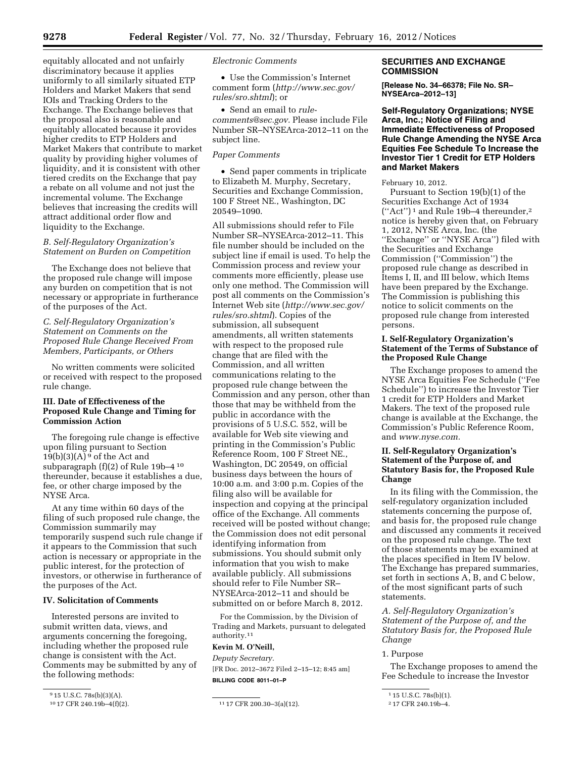equitably allocated and not unfairly discriminatory because it applies uniformly to all similarly situated ETP Holders and Market Makers that send IOIs and Tracking Orders to the Exchange. The Exchange believes that the proposal also is reasonable and equitably allocated because it provides higher credits to ETP Holders and Market Makers that contribute to market quality by providing higher volumes of liquidity, and it is consistent with other tiered credits on the Exchange that pay a rebate on all volume and not just the incremental volume. The Exchange believes that increasing the credits will attract additional order flow and liquidity to the Exchange.

*B. Self-Regulatory Organization's Statement on Burden on Competition*

The Exchange does not believe that the proposed rule change will impose any burden on competition that is not necessary or appropriate in furtherance of the purposes of the Act.

*C. Self-Regulatory Organization's Statement on Comments on the Proposed Rule Change Received From Members, Participants, or Others*

No written comments were solicited or received with respect to the proposed rule change.

## III. Date of Effectiveness of the Proposed Rule Change and Timing for Commission Action

The foregoing rule change is effective upon filing pursuant to Section 19(b)(3)(A)[9] of the Act and subparagraph (f)(2) of Rule 19b–4[10] thereunder, because it establishes a due, fee, or other charge imposed by the NYSE Arca.

At any time within 60 days of the filing of such proposed rule change, the Commission summarily may temporarily suspend such rule change if it appears to the Commission that such action is necessary or appropriate in the public interest, for the protection of investors, or otherwise in furtherance of the purposes of the Act.

## IV. Solicitation of Comments

Interested persons are invited to submit written data, views, and arguments concerning the foregoing, including whether the proposed rule change is consistent with the Act. Comments may be submitted by any of the following methods:

*Electronic Comments*

- Use the Commission's Internet comment form (*http://www.sec.gov/rules/sro.shtml*); or
- Send an email to *rule-comments@sec.gov*. Please include File Number SR–NYSEArca-2012–11 on the subject line.

*Paper Comments*

- Send paper comments in triplicate to Elizabeth M. Murphy, Secretary, Securities and Exchange Commission, 100 F Street NE., Washington, DC 20549–1090.

All submissions should refer to File Number SR–NYSEArca-2012–11. This file number should be included on the subject line if email is used. To help the Commission process and review your comments more efficiently, please use only one method. The Commission will post all comments on the Commission's Internet Web site (*http://www.sec.gov/rules/sro.shtml*). Copies of the submission, all subsequent amendments, all written statements with respect to the proposed rule change that are filed with the Commission, and all written communications relating to the proposed rule change between the Commission and any person, other than those that may be withheld from the public in accordance with the provisions of 5 U.S.C. 552, will be available for Web site viewing and printing in the Commission's Public Reference Room, 100 F Street NE., Washington, DC 20549, on official business days between the hours of 10:00 a.m. and 3:00 p.m. Copies of the filing also will be available for inspection and copying at the principal office of the Exchange. All comments received will be posted without change; the Commission does not edit personal identifying information from submissions. You should submit only information that you wish to make available publicly. All submissions should refer to File Number SR–NYSEArca-2012–11 and should be submitted on or before March 8, 2012.

For the Commission, by the Division of Trading and Markets, pursuant to delegated authority.[11]

**Kevin M. O'Neill,**

*Deputy Secretary.*

[FR Doc. 2012–3672 Filed 2–15–12; 8:45 am]

**BILLING CODE 8011–01–P**

[9] 15 U.S.C. 78s(b)(3)(A).

[10] 17 CFR 240.19b–4(f)(2).

[11] 17 CFR 200.30–3(a)(12).

## SECURITIES AND EXCHANGE COMMISSION

**[Release No. 34–66378; File No. SR–NYSEArca–2012–13]**

## Self-Regulatory Organizations; NYSE Arca, Inc.; Notice of Filing and Immediate Effectiveness of Proposed Rule Change Amending the NYSE Arca Equities Fee Schedule To Increase the Investor Tier 1 Credit for ETP Holders and Market Makers

February 10, 2012.

Pursuant to Section 19(b)(1) of the Securities Exchange Act of 1934 (''Act'')[1] and Rule 19b–4 thereunder,[2] notice is hereby given that, on February 1, 2012, NYSE Arca, Inc. (the ''Exchange'' or ''NYSE Arca'') filed with the Securities and Exchange Commission (''Commission'') the proposed rule change as described in Items I, II, and III below, which Items have been prepared by the Exchange. The Commission is publishing this notice to solicit comments on the proposed rule change from interested persons.

## I. Self-Regulatory Organization's Statement of the Terms of Substance of the Proposed Rule Change

The Exchange proposes to amend the NYSE Arca Equities Fee Schedule (''Fee Schedule'') to increase the Investor Tier 1 credit for ETP Holders and Market Makers. The text of the proposed rule change is available at the Exchange, the Commission's Public Reference Room, and *www.nyse.com*.

## II. Self-Regulatory Organization's Statement of the Purpose of, and Statutory Basis for, the Proposed Rule Change

In its filing with the Commission, the self-regulatory organization included statements concerning the purpose of, and basis for, the proposed rule change and discussed any comments it received on the proposed rule change. The text of those statements may be examined at the places specified in Item IV below. The Exchange has prepared summaries, set forth in sections A, B, and C below, of the most significant parts of such statements.

*A. Self-Regulatory Organization's Statement of the Purpose of, and the Statutory Basis for, the Proposed Rule Change*

1. Purpose

The Exchange proposes to amend the Fee Schedule to increase the Investor

[1] 15 U.S.C. 78s(b)(1).

[2] 17 CFR 240.19b–4.